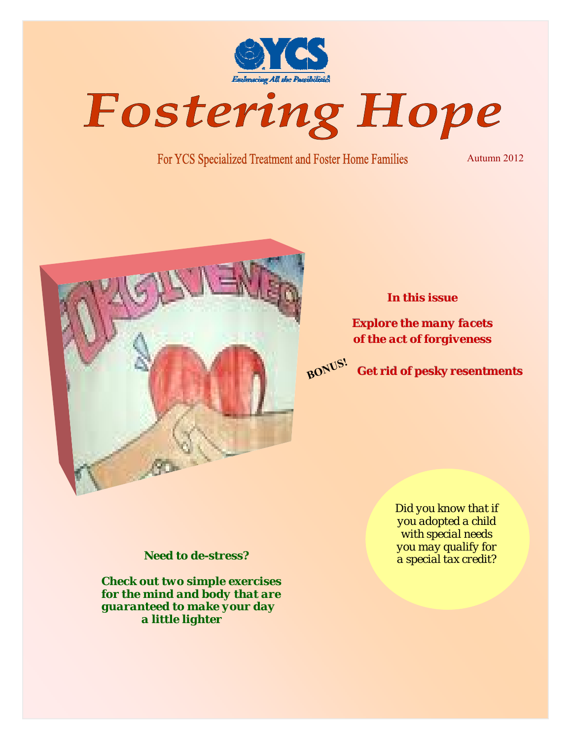YCS

*Embracing All the Possibilities*

# Fostering Hope

For YCS Specialized Treatment and Foster Home Families

Autumn 2012

**In this issue**

***Explore the many facets of the act of forgiveness***

**BONUS!** **Get rid of pesky resentments**

Did you know that if you adopted a child with special needs you may qualify for a special tax credit?

**Need to de-stress?**

***Check out two simple exercises for the mind and body that are guaranteed to make your day a little lighter***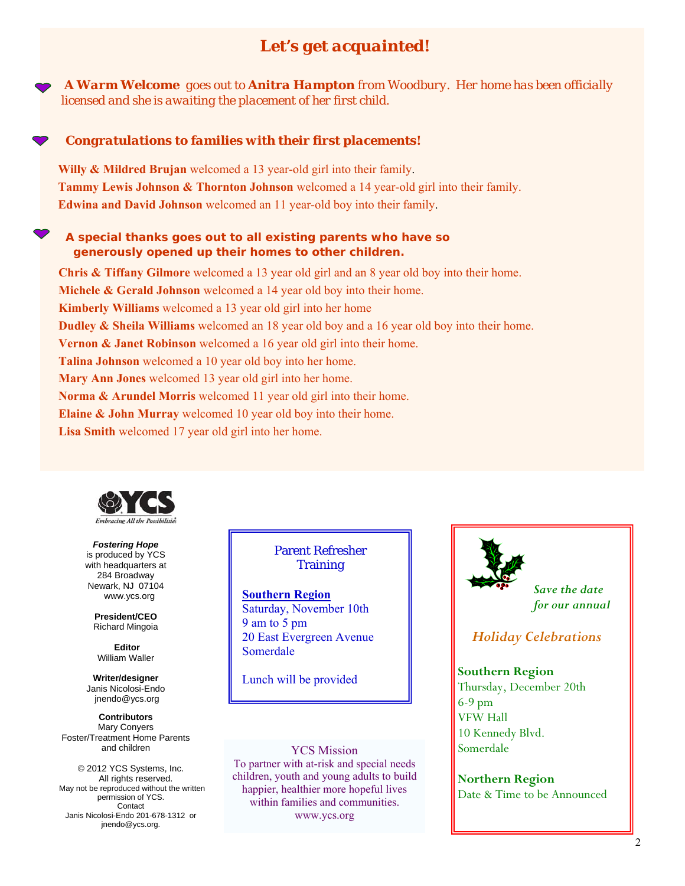## Let's get acquainted!

***A Warm Welcome*** *goes out to* ***Anitra Hampton*** *from Woodbury. Her home has been officially licensed and she is awaiting the placement of her first child.*

***Congratulations to families with their first placements!***

**Willy & Mildred Brujan** welcomed a 13 year-old girl into their family.
**Tammy Lewis Johnson & Thornton Johnson** welcomed a 14 year-old girl into their family.
**Edwina and David Johnson** welcomed an 11 year-old boy into their family.

**A special thanks goes out to all existing parents who have so generously opened up their homes to other children.**

**Chris & Tiffany Gilmore** welcomed a 13 year old girl and an 8 year old boy into their home.
**Michele & Gerald Johnson** welcomed a 14 year old boy into their home.
**Kimberly Williams** welcomed a 13 year old girl into her home
**Dudley & Sheila Williams** welcomed an 18 year old boy and a 16 year old boy into their home.
**Vernon & Janet Robinson** welcomed a 16 year old girl into their home.
**Talina Johnson** welcomed a 10 year old boy into her home.
**Mary Ann Jones** welcomed 13 year old girl into her home.
**Norma & Arundel Morris** welcomed 11 year old girl into their home.
**Elaine & John Murray** welcomed 10 year old boy into their home.
**Lisa Smith** welcomed 17 year old girl into her home.

YCS
*Embracing All the Possibilities*

***Fostering Hope*** is produced by YCS with headquarters at 284 Broadway Newark, NJ 07104 www.ycs.org

**President/CEO**
Richard Mingoia

**Editor**
William Waller

**Writer/designer**
Janis Nicolosi-Endo
jnendo@ycs.org

**Contributors**
Mary Conyers
Foster/Treatment Home Parents and children

© 2012 YCS Systems, Inc.
All rights reserved.
May not be reproduced without the written permission of YCS.
Contact
Janis Nicolosi-Endo 201-678-1312 or jnendo@ycs.org.

### Parent Refresher Training

**Southern Region**
Saturday, November 10th
9 am to 5 pm
20 East Evergreen Avenue
Somerdale

Lunch will be provided

### YCS Mission

To partner with at-risk and special needs children, youth and young adults to build happier, healthier more hopeful lives within families and communities.
www.ycs.org

*Save the date for our annual*

### *Holiday Celebrations*

**Southern Region**
Thursday, December 20th
6-9 pm
VFW Hall
10 Kennedy Blvd.
Somerdale

**Northern Region**
Date & Time to be Announced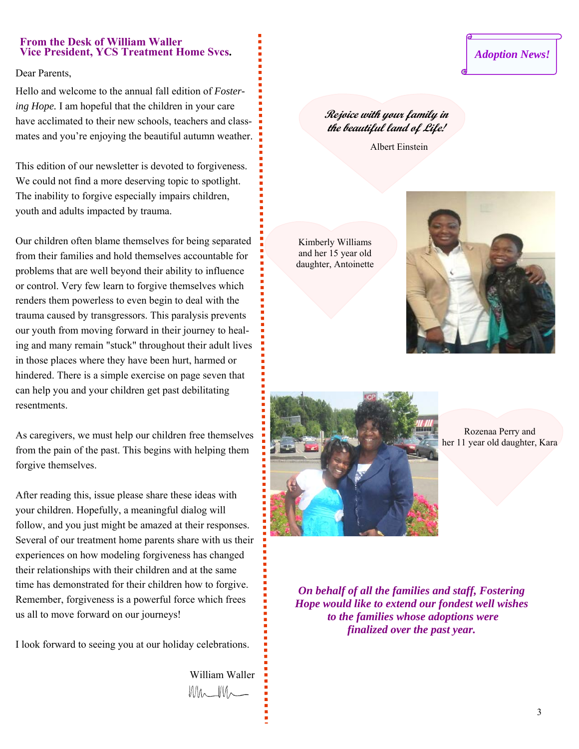## From the Desk of William Waller
## Vice President, YCS Treatment Home Svcs.

Dear Parents,

Hello and welcome to the annual fall edition of *Fostering Hope.* I am hopeful that the children in your care have acclimated to their new schools, teachers and classmates and you're enjoying the beautiful autumn weather.

This edition of our newsletter is devoted to forgiveness. We could not find a more deserving topic to spotlight. The inability to forgive especially impairs children, youth and adults impacted by trauma.

Our children often blame themselves for being separated from their families and hold themselves accountable for problems that are well beyond their ability to influence or control. Very few learn to forgive themselves which renders them powerless to even begin to deal with the trauma caused by transgressors. This paralysis prevents our youth from moving forward in their journey to healing and many remain "stuck" throughout their adult lives in those places where they have been hurt, harmed or hindered. There is a simple exercise on page seven that can help you and your children get past debilitating resentments.

As caregivers, we must help our children free themselves from the pain of the past. This begins with helping them forgive themselves.

After reading this, issue please share these ideas with your children. Hopefully, a meaningful dialog will follow, and you just might be amazed at their responses. Several of our treatment home parents share with us their experiences on how modeling forgiveness has changed their relationships with their children and at the same time has demonstrated for their children how to forgive. Remember, forgiveness is a powerful force which frees us all to move forward on our journeys!

I look forward to seeing you at our holiday celebrations.

William Waller

## *Adoption News!*

***Rejoice with your family in the beautiful land of Life!***

Albert Einstein

Kimberly Williams and her 15 year old daughter, Antoinette

Rozenaa Perry and her 11 year old daughter, Kara

***On behalf of all the families and staff, Fostering Hope would like to extend our fondest well wishes to the families whose adoptions were finalized over the past year.***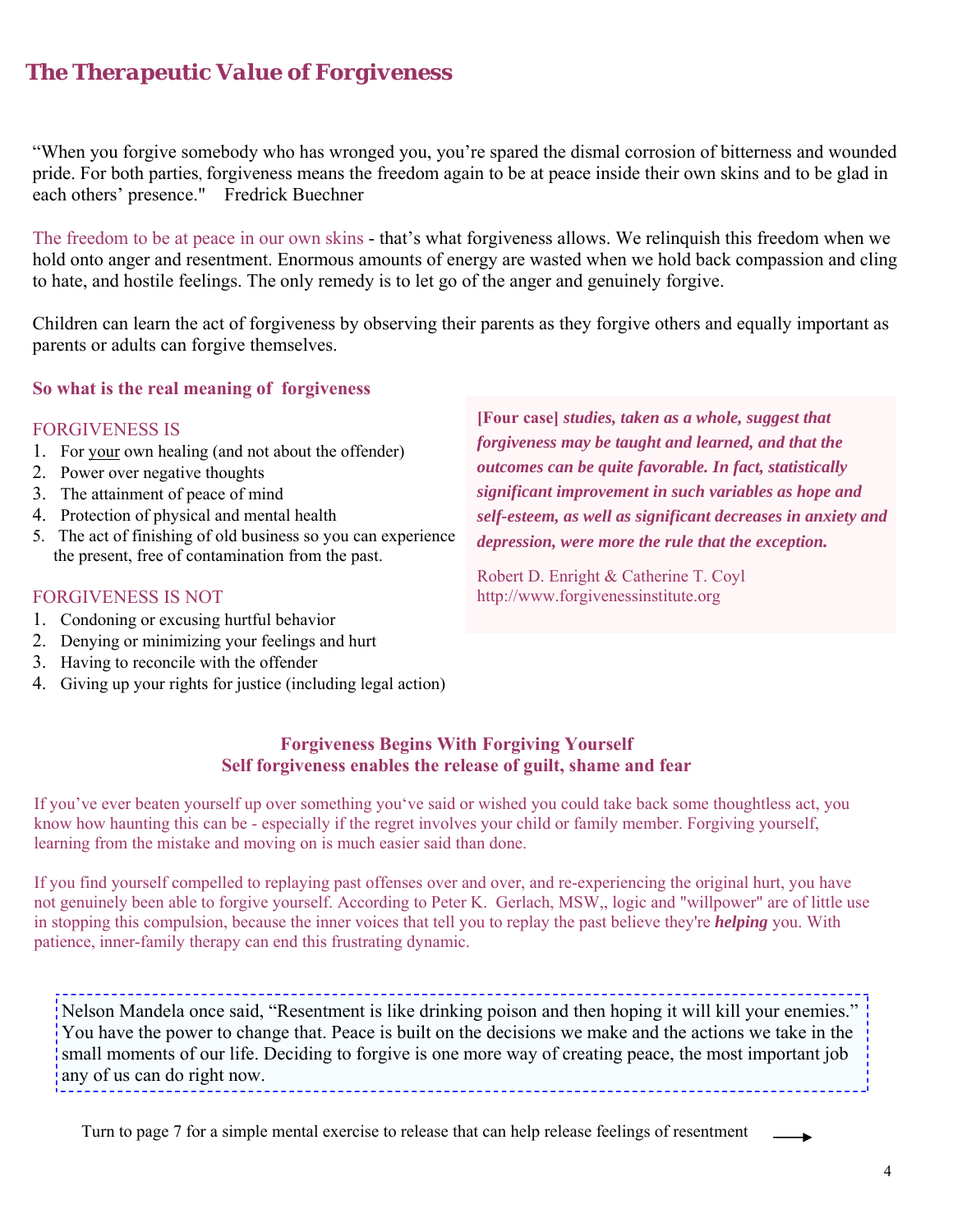# The Therapeutic Value of Forgiveness

"When you forgive somebody who has wronged you, you're spared the dismal corrosion of bitterness and wounded pride. For both parties, forgiveness means the freedom again to be at peace inside their own skins and to be glad in each others' presence." Fredrick Buechner

The freedom to be at peace in our own skins - that's what forgiveness allows. We relinquish this freedom when we hold onto anger and resentment. Enormous amounts of energy are wasted when we hold back compassion and cling to hate, and hostile feelings. The only remedy is to let go of the anger and genuinely forgive.

Children can learn the act of forgiveness by observing their parents as they forgive others and equally important as parents or adults can forgive themselves.

### So what is the real meaning of forgiveness

FORGIVENESS IS

1. For your own healing (and not about the offender)
2. Power over negative thoughts
3. The attainment of peace of mind
4. Protection of physical and mental health
5. The act of finishing of old business so you can experience the present, free of contamination from the past.

FORGIVENESS IS NOT

1. Condoning or excusing hurtful behavior
2. Denying or minimizing your feelings and hurt
3. Having to reconcile with the offender
4. Giving up your rights for justice (including legal action)

**[Four case]** ***studies, taken as a whole, suggest that forgiveness may be taught and learned, and that the outcomes can be quite favorable. In fact, statistically significant improvement in such variables as hope and self-esteem, as well as significant decreases in anxiety and depression, were more the rule that the exception.***

Robert D. Enright & Catherine T. Coyl
http://www.forgivenessinstitute.org

### Forgiveness Begins With Forgiving Yourself
### Self forgiveness enables the release of guilt, shame and fear

If you've ever beaten yourself up over something you've said or wished you could take back some thoughtless act, you know how haunting this can be - especially if the regret involves your child or family member. Forgiving yourself, learning from the mistake and moving on is much easier said than done.

If you find yourself compelled to replaying past offenses over and over, and re-experiencing the original hurt, you have not genuinely been able to forgive yourself. According to Peter K. Gerlach, MSW,, logic and "willpower" are of little use in stopping this compulsion, because the inner voices that tell you to replay the past believe they're ***helping*** you. With patience, inner-family therapy can end this frustrating dynamic.

Nelson Mandela once said, "Resentment is like drinking poison and then hoping it will kill your enemies." You have the power to change that. Peace is built on the decisions we make and the actions we take in the small moments of our life. Deciding to forgive is one more way of creating peace, the most important job any of us can do right now.

Turn to page 7 for a simple mental exercise to release that can help release feelings of resentment →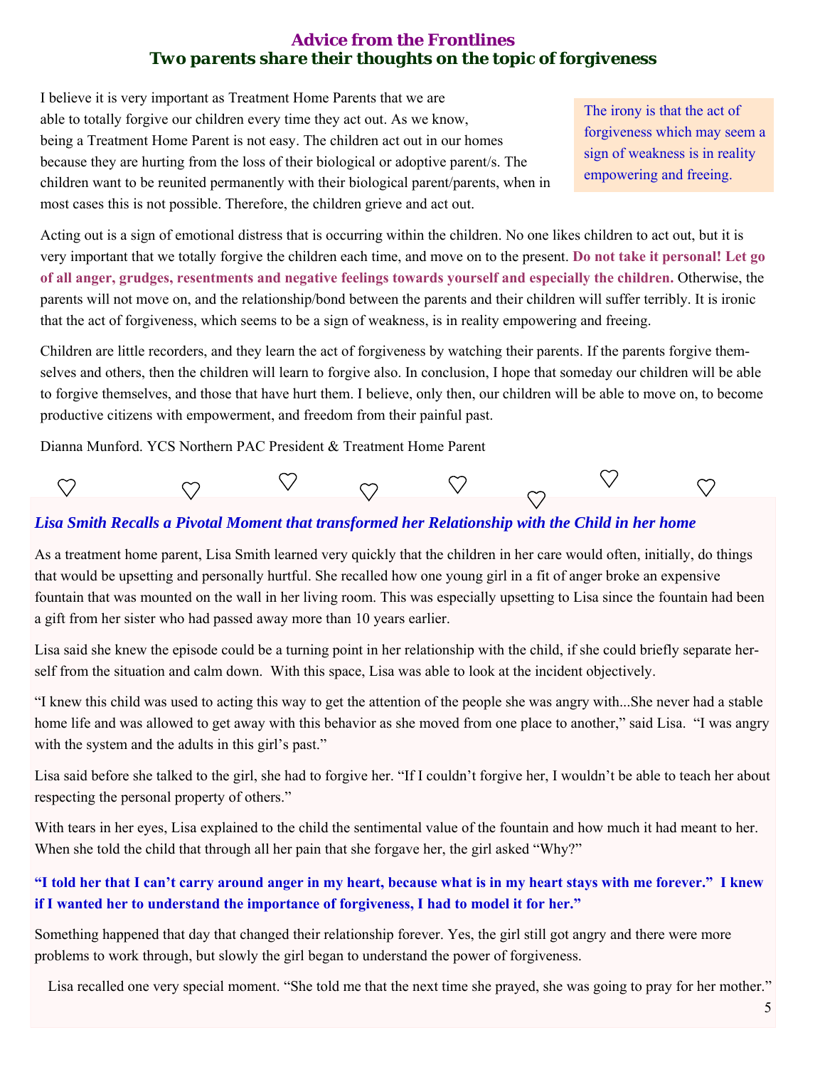## Advice from the Frontlines
### Two parents share their thoughts on the topic of forgiveness

I believe it is very important as Treatment Home Parents that we are able to totally forgive our children every time they act out. As we know, being a Treatment Home Parent is not easy. The children act out in our homes because they are hurting from the loss of their biological or adoptive parent/s. The children want to be reunited permanently with their biological parent/parents, when in most cases this is not possible. Therefore, the children grieve and act out.

> The irony is that the act of forgiveness which may seem a sign of weakness is in reality empowering and freeing.

Acting out is a sign of emotional distress that is occurring within the children. No one likes children to act out, but it is very important that we totally forgive the children each time, and move on to the present. **Do not take it personal! Let go of all anger, grudges, resentments and negative feelings towards yourself and especially the children.** Otherwise, the parents will not move on, and the relationship/bond between the parents and their children will suffer terribly. It is ironic that the act of forgiveness, which seems to be a sign of weakness, is in reality empowering and freeing.

Children are little recorders, and they learn the act of forgiveness by watching their parents. If the parents forgive themselves and others, then the children will learn to forgive also. In conclusion, I hope that someday our children will be able to forgive themselves, and those that have hurt them. I believe, only then, our children will be able to move on, to become productive citizens with empowerment, and freedom from their painful past.

Dianna Munford. YCS Northern PAC President & Treatment Home Parent

### *Lisa Smith Recalls a Pivotal Moment that transformed her Relationship with the Child in her home*

As a treatment home parent, Lisa Smith learned very quickly that the children in her care would often, initially, do things that would be upsetting and personally hurtful. She recalled how one young girl in a fit of anger broke an expensive fountain that was mounted on the wall in her living room. This was especially upsetting to Lisa since the fountain had been a gift from her sister who had passed away more than 10 years earlier.

Lisa said she knew the episode could be a turning point in her relationship with the child, if she could briefly separate herself from the situation and calm down. With this space, Lisa was able to look at the incident objectively.

"I knew this child was used to acting this way to get the attention of the people she was angry with...She never had a stable home life and was allowed to get away with this behavior as she moved from one place to another," said Lisa. "I was angry with the system and the adults in this girl's past."

Lisa said before she talked to the girl, she had to forgive her. "If I couldn't forgive her, I wouldn't be able to teach her about respecting the personal property of others."

With tears in her eyes, Lisa explained to the child the sentimental value of the fountain and how much it had meant to her. When she told the child that through all her pain that she forgave her, the girl asked "Why?"

**"I told her that I can't carry around anger in my heart, because what is in my heart stays with me forever." I knew if I wanted her to understand the importance of forgiveness, I had to model it for her."**

Something happened that day that changed their relationship forever. Yes, the girl still got angry and there were more problems to work through, but slowly the girl began to understand the power of forgiveness.

Lisa recalled one very special moment. "She told me that the next time she prayed, she was going to pray for her mother."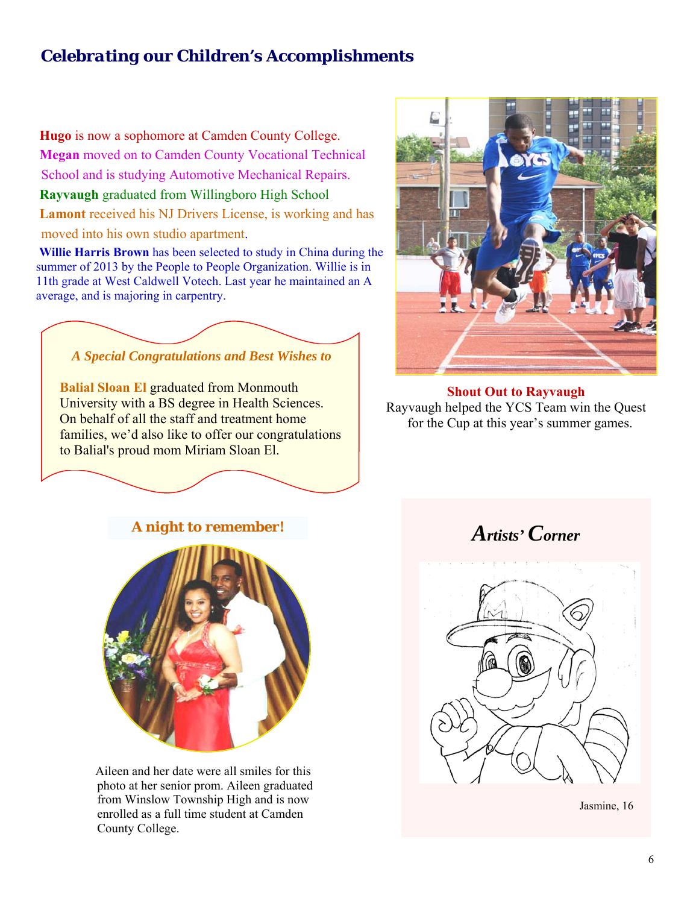## Celebrating our Children's Accomplishments

**Hugo** is now a sophomore at Camden County College.

**Megan** moved on to Camden County Vocational Technical School and is studying Automotive Mechanical Repairs.

**Rayvaugh** graduated from Willingboro High School

**Lamont** received his NJ Drivers License, is working and has moved into his own studio apartment.

**Willie Harris Brown** has been selected to study in China during the summer of 2013 by the People to People Organization. Willie is in 11th grade at West Caldwell Votech. Last year he maintained an A average, and is majoring in carpentry.

***A Special Congratulations and Best Wishes to***

**Balial Sloan El** graduated from Monmouth University with a BS degree in Health Sciences. On behalf of all the staff and treatment home families, we'd also like to offer our congratulations to Balial's proud mom Miriam Sloan El.

**Shout Out to Rayvaugh**

Rayvaugh helped the YCS Team win the Quest for the Cup at this year's summer games.

### A night to remember!

Aileen and her date were all smiles for this photo at her senior prom. Aileen graduated from Winslow Township High and is now enrolled as a full time student at Camden County College.

### *Artists' Corner*

Jasmine, 16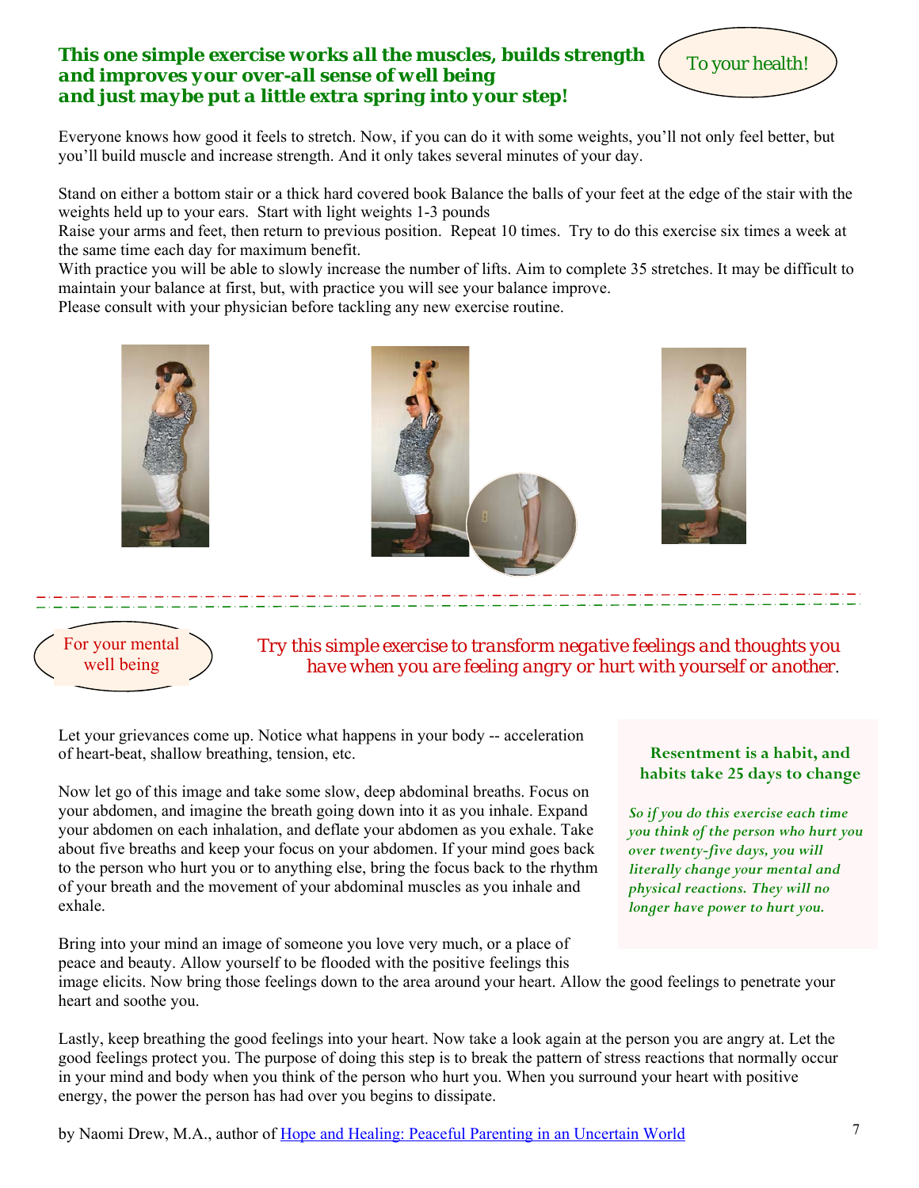**To your health!**

## This one simple exercise works all the muscles, builds strength and improves your over-all sense of well being and just maybe put a little extra spring into your step!

Everyone knows how good it feels to stretch. Now, if you can do it with some weights, you'll not only feel better, but you'll build muscle and increase strength. And it only takes several minutes of your day.

Stand on either a bottom stair or a thick hard covered book Balance the balls of your feet at the edge of the stair with the weights held up to your ears. Start with light weights 1-3 pounds
Raise your arms and feet, then return to previous position. Repeat 10 times. Try to do this exercise six times a week at the same time each day for maximum benefit.
With practice you will be able to slowly increase the number of lifts. Aim to complete 35 stretches. It may be difficult to maintain your balance at first, but, with practice you will see your balance improve.
Please consult with your physician before tackling any new exercise routine.

---

**For your mental well being**

## *Try this simple exercise to transform negative feelings and thoughts you have when you are feeling angry or hurt with yourself or another.*

Let your grievances come up. Notice what happens in your body -- acceleration of heart-beat, shallow breathing, tension, etc.

Now let go of this image and take some slow, deep abdominal breaths. Focus on your abdomen, and imagine the breath going down into it as you inhale. Expand your abdomen on each inhalation, and deflate your abdomen as you exhale. Take about five breaths and keep your focus on your abdomen. If your mind goes back to the person who hurt you or to anything else, bring the focus back to the rhythm of your breath and the movement of your abdominal muscles as you inhale and exhale.

Bring into your mind an image of someone you love very much, or a place of peace and beauty. Allow yourself to be flooded with the positive feelings this image elicits. Now bring those feelings down to the area around your heart. Allow the good feelings to penetrate your heart and soothe you.

Lastly, keep breathing the good feelings into your heart. Now take a look again at the person you are angry at. Let the good feelings protect you. The purpose of doing this step is to break the pattern of stress reactions that normally occur in your mind and body when you think of the person who hurt you. When you surround your heart with positive energy, the power the person has had over you begins to dissipate.

**Resentment is a habit, and habits take 25 days to change**

***So if you do this exercise each time you think of the person who hurt you over twenty-five days, you will literally change your mental and physical reactions. They will no longer have power to hurt you.***

by Naomi Drew, M.A., author of Hope and Healing: Peaceful Parenting in an Uncertain World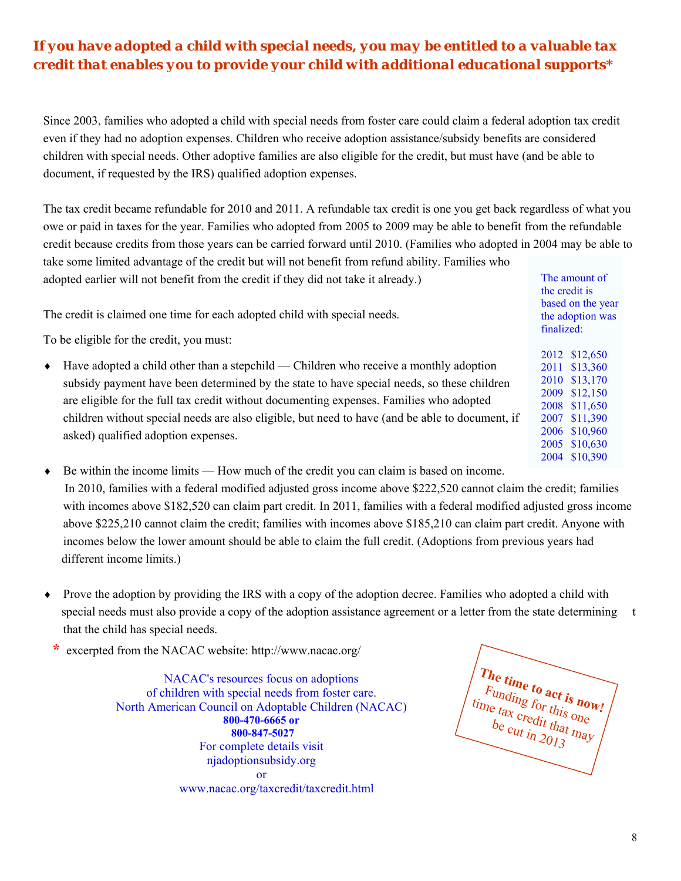## *If you have adopted a child with special needs, you may be entitled to a valuable tax credit that enables you to provide your child with additional educational supports**

Since 2003, families who adopted a child with special needs from foster care could claim a federal adoption tax credit even if they had no adoption expenses. Children who receive adoption assistance/subsidy benefits are considered children with special needs. Other adoptive families are also eligible for the credit, but must have (and be able to document, if requested by the IRS) qualified adoption expenses.

The tax credit became refundable for 2010 and 2011. A refundable tax credit is one you get back regardless of what you owe or paid in taxes for the year. Families who adopted from 2005 to 2009 may be able to benefit from the refundable credit because credits from those years can be carried forward until 2010. (Families who adopted in 2004 may be able to take some limited advantage of the credit but will not benefit from refund ability. Families who adopted earlier will not benefit from the credit if they did not take it already.)

The credit is claimed one time for each adopted child with special needs.

To be eligible for the credit, you must:

- Have adopted a child other than a stepchild — Children who receive a monthly adoption subsidy payment have been determined by the state to have special needs, so these children are eligible for the full tax credit without documenting expenses. Families who adopted children without special needs are also eligible, but need to have (and be able to document, if asked) qualified adoption expenses.
- Be within the income limits — How much of the credit you can claim is based on income. In 2010, families with a federal modified adjusted gross income above $222,520 cannot claim the credit; families with incomes above $182,520 can claim part credit. In 2011, families with a federal modified adjusted gross income above $225,210 cannot claim the credit; families with incomes above $185,210 can claim part credit. Anyone with incomes below the lower amount should be able to claim the full credit. (Adoptions from previous years had different income limits.)
- Prove the adoption by providing the IRS with a copy of the adoption decree. Families who adopted a child with special needs must also provide a copy of the adoption assistance agreement or a letter from the state determining t that the child has special needs.

The amount of the credit is based on the year the adoption was finalized:

| Year | Amount |
|---|---|
| 2012 | $12,650 |
| 2011 | $13,360 |
| 2010 | $13,170 |
| 2009 | $12,150 |
| 2008 | $11,650 |
| 2007 | $11,390 |
| 2006 | $10,960 |
| 2005 | $10,630 |
| 2004 | $10,390 |

\* excerpted from the NACAC website: http://www.nacac.org/

NACAC's resources focus on adoptions
of children with special needs from foster care.
North American Council on Adoptable Children (NACAC)
**800-470-6665 or**
**800-847-5027**
For complete details visit
njadoptionsubsidy.org
or
www.nacac.org/taxcredit/taxcredit.html

**The time to act is now!** Funding for this one time tax credit that may be cut in 2013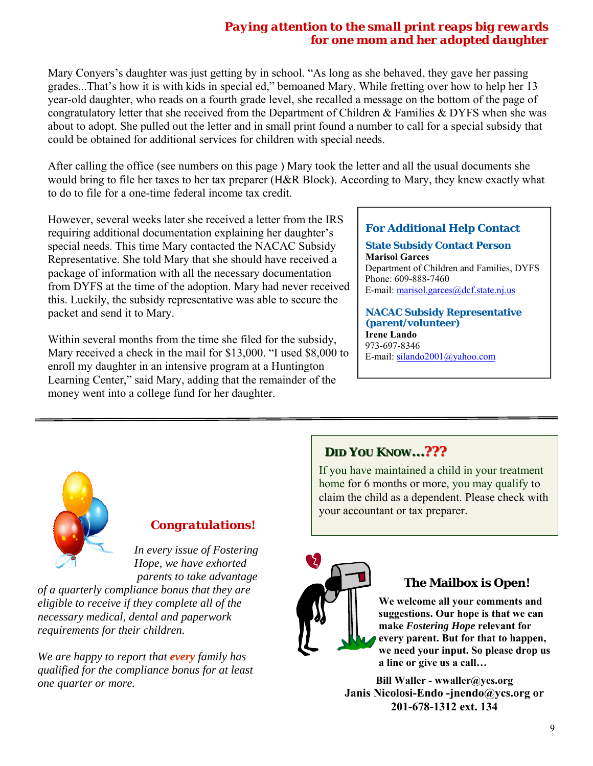## *Paying attention to the small print reaps big rewards for one mom and her adopted daughter*

Mary Conyers's daughter was just getting by in school. "As long as she behaved, they gave her passing grades...That's how it is with kids in special ed," bemoaned Mary. While fretting over how to help her 13 year-old daughter, who reads on a fourth grade level, she recalled a message on the bottom of the page of congratulatory letter that she received from the Department of Children & Families & DYFS when she was about to adopt. She pulled out the letter and in small print found a number to call for a special subsidy that could be obtained for additional services for children with special needs.

After calling the office (see numbers on this page ) Mary took the letter and all the usual documents she would bring to file her taxes to her tax preparer (H&R Block). According to Mary, they knew exactly what to do to file for a one-time federal income tax credit.

However, several weeks later she received a letter from the IRS requiring additional documentation explaining her daughter's special needs. This time Mary contacted the NACAC Subsidy Representative. She told Mary that she should have received a package of information with all the necessary documentation from DYFS at the time of the adoption. Mary had never received this. Luckily, the subsidy representative was able to secure the packet and send it to Mary.

Within several months from the time she filed for the subsidy, Mary received a check in the mail for $13,000. "I used $8,000 to enroll my daughter in an intensive program at a Huntington Learning Center," said Mary, adding that the remainder of the money went into a college fund for her daughter.

### For Additional Help Contact

**State Subsidy Contact Person**
**Marisol Garces**
Department of Children and Families, DYFS
Phone: 609-888-7460
E-mail: marisol.garces@dcf.state.nj.us

**NACAC Subsidy Representative (parent/volunteer)**
**Irene Lando**
973-697-8346
E-mail: silando2001@yahoo.com

---

### Did You Know...???

If you have maintained a child in your treatment home for 6 months or more, you may qualify to claim the child as a dependent. Please check with your accountant or tax preparer.

### *Congratulations!*

*In every issue of Fostering Hope, we have exhorted parents to take advantage of a quarterly compliance bonus that they are eligible to receive if they complete all of the necessary medical, dental and paperwork requirements for their children.*

*We are happy to report that **every** family has qualified for the compliance bonus for at least one quarter or more.*

### The Mailbox is Open!

**We welcome all your comments and suggestions. Our hope is that we can make *Fostering Hope* relevant for every parent. But for that to happen, we need your input. So please drop us a line or give us a call…**

**Bill Waller - wwaller@ycs.org**
**Janis Nicolosi-Endo -jnendo@ycs.org or 201-678-1312 ext. 134**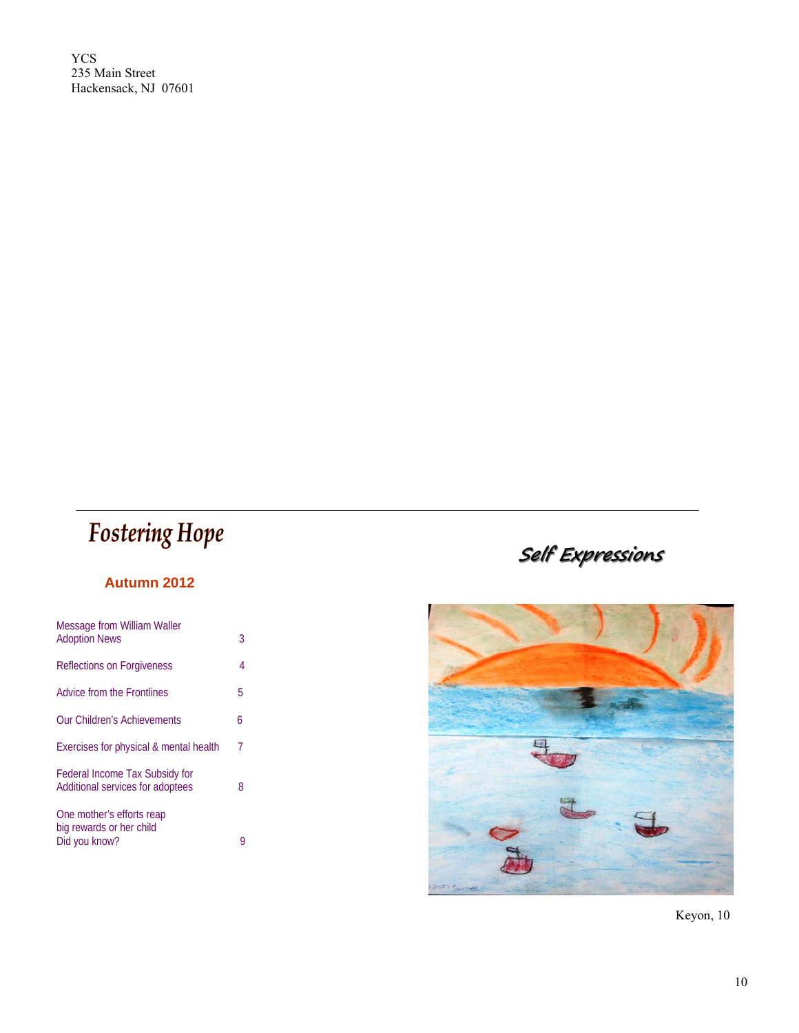YCS
235 Main Street
Hackensack, NJ 07601

# Fostering Hope

**Autumn 2012**

| | |
|---|---|
| Message from William Waller<br>Adoption News | 3 |
| Reflections on Forgiveness | 4 |
| Advice from the Frontlines | 5 |
| Our Children's Achievements | 6 |
| Exercises for physical & mental health | 7 |
| Federal Income Tax Subsidy for<br>Additional services for adoptees | 8 |
| One mother's efforts reap<br>big rewards or her child<br>Did you know? | 9 |

## Self Expressions

Keyon, 10